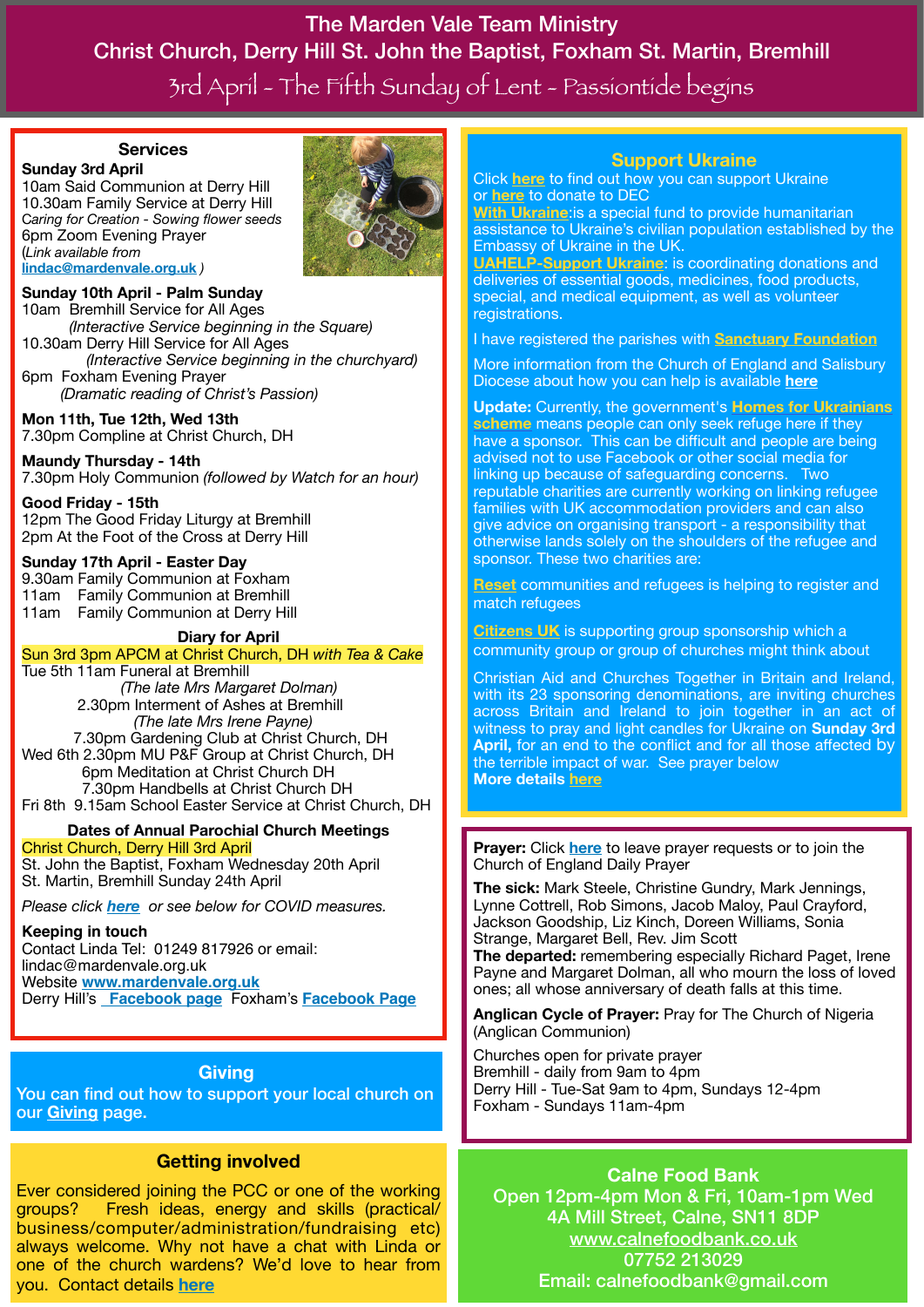# The Marden Vale Team Ministry

## Christ Church, Derry Hill St. John the Baptist, Foxham St. Martin, Bremhill

## 3rd April - The Fifth Sunday of Lent - Passiontide begins

### Services

**Sunday 3rd April**
10am Said Communion at Derry Hill
10.30am Family Service at Derry Hill
*Caring for Creation - Sowing flower seeds*
6pm Zoom Evening Prayer
(*Link available from* **lindac@mardenvale.org.uk** *)*

**Sunday 10th April - Palm Sunday**
10am Bremhill Service for All Ages
*(Interactive Service beginning in the Square)*
10.30am Derry Hill Service for All Ages
*(Interactive Service beginning in the churchyard)*
6pm Foxham Evening Prayer
*(Dramatic reading of Christ's Passion)*

**Mon 11th, Tue 12th, Wed 13th**
7.30pm Compline at Christ Church, DH

**Maundy Thursday - 14th**
7.30pm Holy Communion *(followed by Watch for an hour)*

**Good Friday - 15th**
12pm The Good Friday Liturgy at Bremhill
2pm At the Foot of the Cross at Derry Hill

**Sunday 17th April - Easter Day**
9.30am Family Communion at Foxham
11am Family Communion at Bremhill
11am Family Communion at Derry Hill

### Diary for April

Sun 3rd 3pm APCM at Christ Church, DH *with Tea & Cake*
Tue 5th 11am Funeral at Bremhill
*(The late Mrs Margaret Dolman)*
2.30pm Interment of Ashes at Bremhill
*(The late Mrs Irene Payne)*
7.30pm Gardening Club at Christ Church, DH
Wed 6th 2.30pm MU P&F Group at Christ Church, DH
6pm Meditation at Christ Church DH
7.30pm Handbells at Christ Church DH
Fri 8th 9.15am School Easter Service at Christ Church, DH

### Dates of Annual Parochial Church Meetings

Christ Church, Derry Hill 3rd April
St. John the Baptist, Foxham Wednesday 20th April
St. Martin, Bremhill Sunday 24th April

*Please click* ***here*** *or see below for COVID measures.*

**Keeping in touch**
Contact Linda Tel: 01249 817926 or email: lindac@mardenvale.org.uk
Website **www.mardenvale.org.uk**
Derry Hill's **Facebook page** Foxham's **Facebook Page**

### Giving

You can find out how to support your local church on our **Giving** page.

### Getting involved

Ever considered joining the PCC or one of the working groups? Fresh ideas, energy and skills (practical/business/computer/administration/fundraising etc) always welcome. Why not have a chat with Linda or one of the church wardens? We'd love to hear from you. Contact details **here**

### Support Ukraine

Click **here** to find out how you can support Ukraine or **here** to donate to DEC

**With Ukraine**:is a special fund to provide humanitarian assistance to Ukraine's civilian population established by the Embassy of Ukraine in the UK.

**UAHELP-Support Ukraine**: is coordinating donations and deliveries of essential goods, medicines, food products, special, and medical equipment, as well as volunteer registrations.

I have registered the parishes with **Sanctuary Foundation**

More information from the Church of England and Salisbury Diocese about how you can help is available **here**

**Update:** Currently, the government's **Homes for Ukrainians scheme** means people can only seek refuge here if they have a sponsor. This can be difficult and people are being advised not to use Facebook or other social media for linking up because of safeguarding concerns. Two reputable charities are currently working on linking refugee families with UK accommodation providers and can also give advice on organising transport - a responsibility that otherwise lands solely on the shoulders of the refugee and sponsor. These two charities are:

**Reset** communities and refugees is helping to register and match refugees

**Citizens UK** is supporting group sponsorship which a community group or group of churches might think about

Christian Aid and Churches Together in Britain and Ireland, with its 23 sponsoring denominations, are inviting churches across Britain and Ireland to join together in an act of witness to pray and light candles for Ukraine on **Sunday 3rd April,** for an end to the conflict and for all those affected by the terrible impact of war. See prayer below
**More details here**

**Prayer:** Click **here** to leave prayer requests or to join the Church of England Daily Prayer

**The sick:** Mark Steele, Christine Gundry, Mark Jennings, Lynne Cottrell, Rob Simons, Jacob Maloy, Paul Crayford, Jackson Goodship, Liz Kinch, Doreen Williams, Sonia Strange, Margaret Bell, Rev. Jim Scott
**The departed:** remembering especially Richard Paget, Irene Payne and Margaret Dolman, all who mourn the loss of loved ones; all whose anniversary of death falls at this time.

**Anglican Cycle of Prayer:** Pray for The Church of Nigeria (Anglican Communion)

Churches open for private prayer
Bremhill - daily from 9am to 4pm
Derry Hill - Tue-Sat 9am to 4pm, Sundays 12-4pm
Foxham - Sundays 11am-4pm

### Calne Food Bank

Open 12pm-4pm Mon & Fri, 10am-1pm Wed
4A Mill Street, Calne, SN11 8DP
www.calnefoodbank.co.uk
07752 213029
Email: calnefoodbank@gmail.com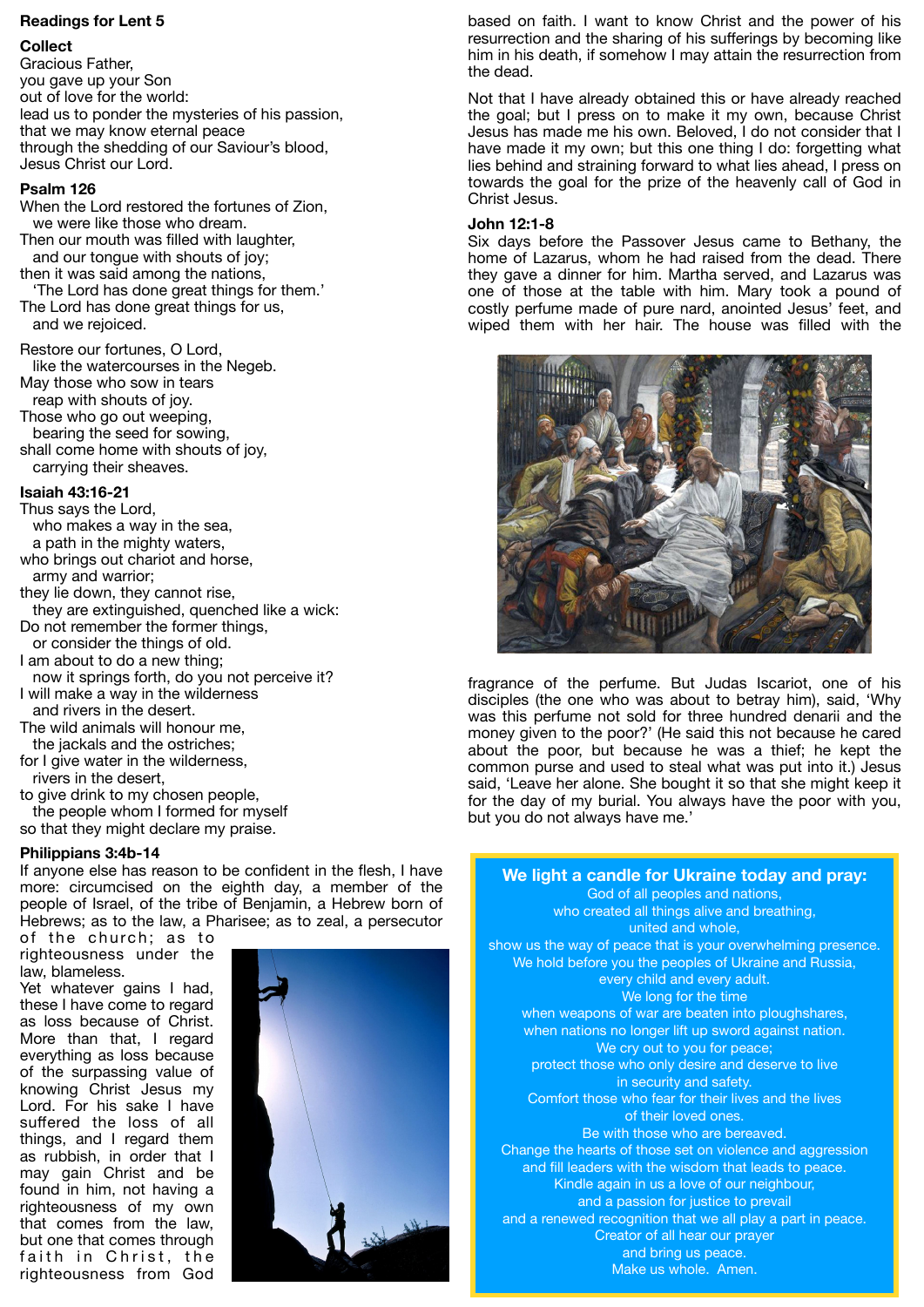## Readings for Lent 5

### Collect

Gracious Father,
you gave up your Son
out of love for the world:
lead us to ponder the mysteries of his passion,
that we may know eternal peace
through the shedding of our Saviour's blood,
Jesus Christ our Lord.

### Psalm 126

When the Lord restored the fortunes of Zion,
 we were like those who dream.
Then our mouth was filled with laughter,
 and our tongue with shouts of joy;
then it was said among the nations,
 'The Lord has done great things for them.'
The Lord has done great things for us,
 and we rejoiced.

Restore our fortunes, O Lord,
 like the watercourses in the Negeb.
May those who sow in tears
 reap with shouts of joy.
Those who go out weeping,
 bearing the seed for sowing,
shall come home with shouts of joy,
 carrying their sheaves.

### Isaiah 43:16-21

Thus says the Lord,
 who makes a way in the sea,
 a path in the mighty waters,
who brings out chariot and horse,
 army and warrior;
they lie down, they cannot rise,
 they are extinguished, quenched like a wick:
Do not remember the former things,
 or consider the things of old.
I am about to do a new thing;
 now it springs forth, do you not perceive it?
I will make a way in the wilderness
 and rivers in the desert.
The wild animals will honour me,
 the jackals and the ostriches;
for I give water in the wilderness,
 rivers in the desert,
to give drink to my chosen people,
 the people whom I formed for myself
so that they might declare my praise.

### Philippians 3:4b-14

If anyone else has reason to be confident in the flesh, I have more: circumcised on the eighth day, a member of the people of Israel, of the tribe of Benjamin, a Hebrew born of Hebrews; as to the law, a Pharisee; as to zeal, a persecutor of the church; as to righteousness under the law, blameless.

Yet whatever gains I had, these I have come to regard as loss because of Christ. More than that, I regard everything as loss because of the surpassing value of knowing Christ Jesus my Lord. For his sake I have suffered the loss of all things, and I regard them as rubbish, in order that I may gain Christ and be found in him, not having a righteousness of my own that comes from the law, but one that comes through faith in Christ, the righteousness from God based on faith. I want to know Christ and the power of his resurrection and the sharing of his sufferings by becoming like him in his death, if somehow I may attain the resurrection from the dead.

Not that I have already obtained this or have already reached the goal; but I press on to make it my own, because Christ Jesus has made me his own. Beloved, I do not consider that I have made it my own; but this one thing I do: forgetting what lies behind and straining forward to what lies ahead, I press on towards the goal for the prize of the heavenly call of God in Christ Jesus.

### John 12:1-8

Six days before the Passover Jesus came to Bethany, the home of Lazarus, whom he had raised from the dead. There they gave a dinner for him. Martha served, and Lazarus was one of those at the table with him. Mary took a pound of costly perfume made of pure nard, anointed Jesus' feet, and wiped them with her hair. The house was filled with the fragrance of the perfume. But Judas Iscariot, one of his disciples (the one who was about to betray him), said, 'Why was this perfume not sold for three hundred denarii and the money given to the poor?' (He said this not because he cared about the poor, but because he was a thief; he kept the common purse and used to steal what was put into it.) Jesus said, 'Leave her alone. She bought it so that she might keep it for the day of my burial. You always have the poor with you, but you do not always have me.'

**We light a candle for Ukraine today and pray:**

God of all peoples and nations,
who created all things alive and breathing,
united and whole,
show us the way of peace that is your overwhelming presence.
We hold before you the peoples of Ukraine and Russia,
every child and every adult.
We long for the time
when weapons of war are beaten into ploughshares,
when nations no longer lift up sword against nation.
We cry out to you for peace;
protect those who only desire and deserve to live
in security and safety.
Comfort those who fear for their lives and the lives
of their loved ones.
Be with those who are bereaved.
Change the hearts of those set on violence and aggression
and fill leaders with the wisdom that leads to peace.
Kindle again in us a love of our neighbour,
and a passion for justice to prevail
and a renewed recognition that we all play a part in peace.
Creator of all hear our prayer
and bring us peace.
Make us whole. Amen.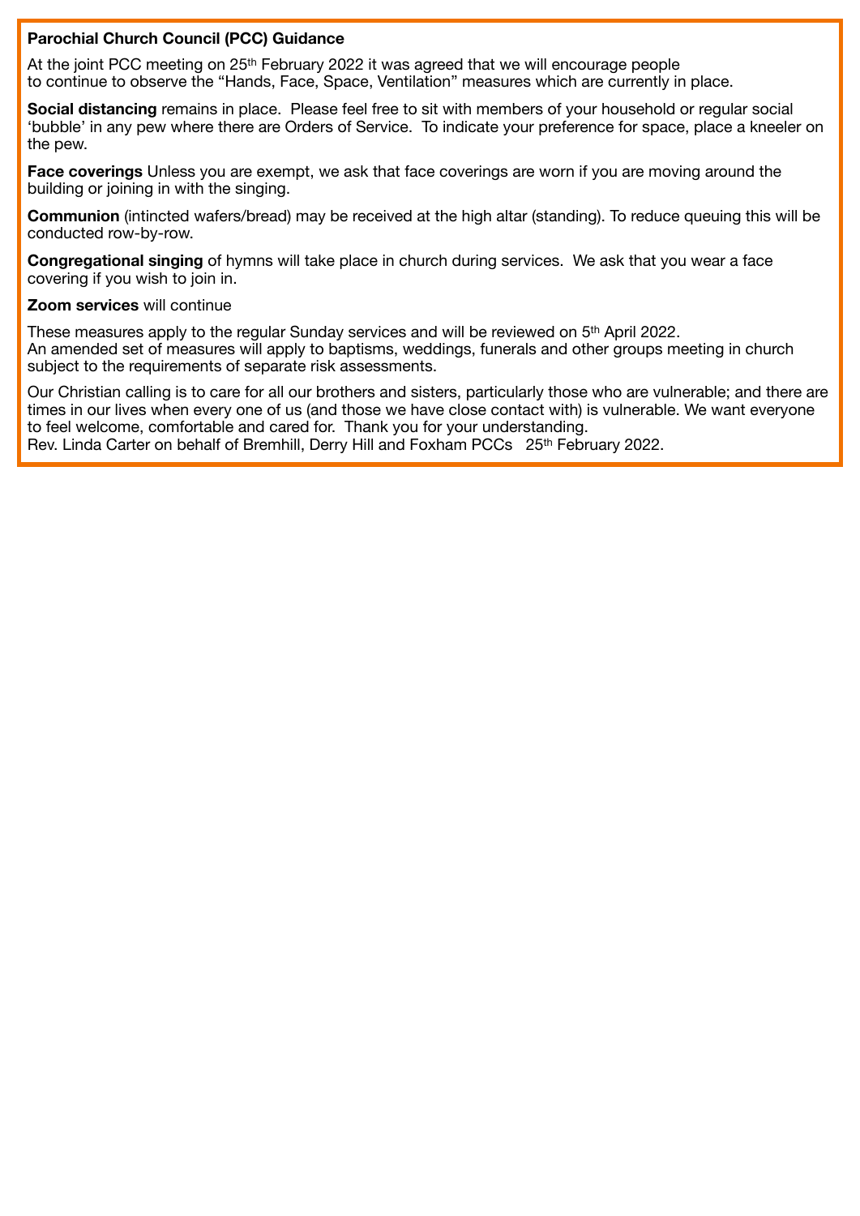**Parochial Church Council (PCC) Guidance**

At the joint PCC meeting on 25th February 2022 it was agreed that we will encourage people to continue to observe the "Hands, Face, Space, Ventilation" measures which are currently in place.

**Social distancing** remains in place. Please feel free to sit with members of your household or regular social 'bubble' in any pew where there are Orders of Service. To indicate your preference for space, place a kneeler on the pew.

**Face coverings** Unless you are exempt, we ask that face coverings are worn if you are moving around the building or joining in with the singing.

**Communion** (intincted wafers/bread) may be received at the high altar (standing). To reduce queuing this will be conducted row-by-row.

**Congregational singing** of hymns will take place in church during services. We ask that you wear a face covering if you wish to join in.

**Zoom services** will continue

These measures apply to the regular Sunday services and will be reviewed on 5th April 2022.
An amended set of measures will apply to baptisms, weddings, funerals and other groups meeting in church subject to the requirements of separate risk assessments.

Our Christian calling is to care for all our brothers and sisters, particularly those who are vulnerable; and there are times in our lives when every one of us (and those we have close contact with) is vulnerable. We want everyone to feel welcome, comfortable and cared for. Thank you for your understanding.
Rev. Linda Carter on behalf of Bremhill, Derry Hill and Foxham PCCs 25th February 2022.